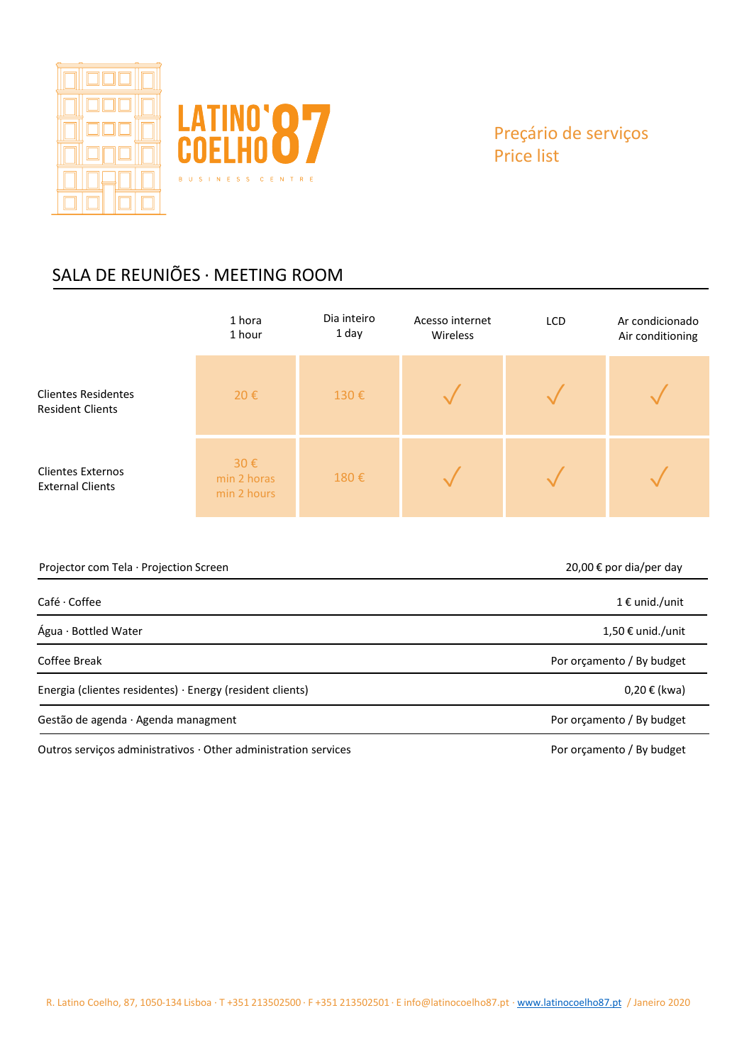LATINO COELHO 87

BUSINESS CENTRE

Preçário de serviços
Price list

## SALA DE REUNIÕES · MEETING ROOM

| | 1 hora<br>1 hour | Dia inteiro<br>1 day | Acesso internet<br>Wireless | LCD | Ar condicionado<br>Air conditioning |
|---|---|---|---|---|---|
| Clientes Residentes<br>Resident Clients | 20 € | 130 € | ✓ | ✓ | ✓ |
| Clientes Externos<br>External Clients | 30 €<br>min 2 horas<br>min 2 hours | 180 € | ✓ | ✓ | ✓ |

| | |
|---|---|
| Projector com Tela · Projection Screen | 20,00 € por dia/per day |
| Café · Coffee | 1 € unid./unit |
| Água · Bottled Water | 1,50 € unid./unit |
| Coffee Break | Por orçamento / By budget |
| Energia (clientes residentes) · Energy (resident clients) | 0,20 € (kwa) |
| Gestão de agenda · Agenda managment | Por orçamento / By budget |
| Outros serviços administrativos · Other administration services | Por orçamento / By budget |

R. Latino Coelho, 87, 1050-134 Lisboa · T +351 213502500 · F +351 213502501 · E info@latinocoelho87.pt · www.latinocoelho87.pt / Janeiro 2020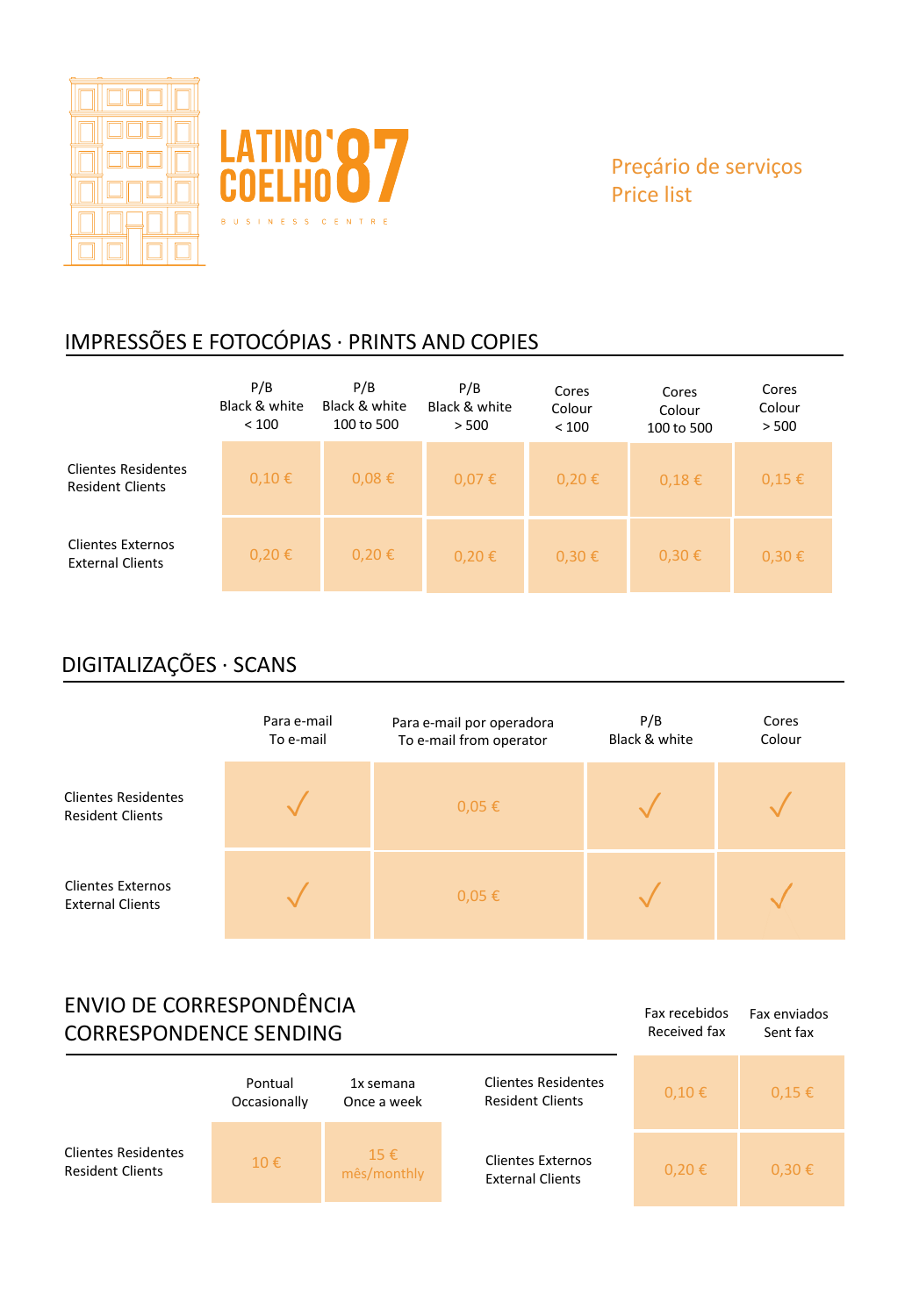LATINO COELHO 87

BUSINESS CENTRE

Preçário de serviços
Price list

## IMPRESSÕES E FOTOCÓPIAS · PRINTS AND COPIES

| | P/B Black & white < 100 | P/B Black & white 100 to 500 | P/B Black & white > 500 | Cores Colour < 100 | Cores Colour 100 to 500 | Cores Colour > 500 |
|---|---|---|---|---|---|---|
| Clientes Residentes Resident Clients | 0,10 € | 0,08 € | 0,07 € | 0,20 € | 0,18 € | 0,15 € |
| Clientes Externos External Clients | 0,20 € | 0,20 € | 0,20 € | 0,30 € | 0,30 € | 0,30 € |

## DIGITALIZAÇÕES · SCANS

| | Para e-mail To e-mail | Para e-mail por operadora To e-mail from operator | P/B Black & white | Cores Colour |
|---|---|---|---|---|
| Clientes Residentes Resident Clients | ✓ | 0,05 € | ✓ | ✓ |
| Clientes Externos External Clients | ✓ | 0,05 € | ✓ | ✓ |

## ENVIO DE CORRESPONDÊNCIA CORRESPONDENCE SENDING

| | Pontual Occasionally | 1x semana Once a week |
|---|---|---|
| Clientes Residentes Resident Clients | 10 € | 15 € mês/monthly |

| | Fax recebidos Received fax | Fax enviados Sent fax |
|---|---|---|
| Clientes Residentes Resident Clients | 0,10 € | 0,15 € |
| Clientes Externos External Clients | 0,20 € | 0,30 € |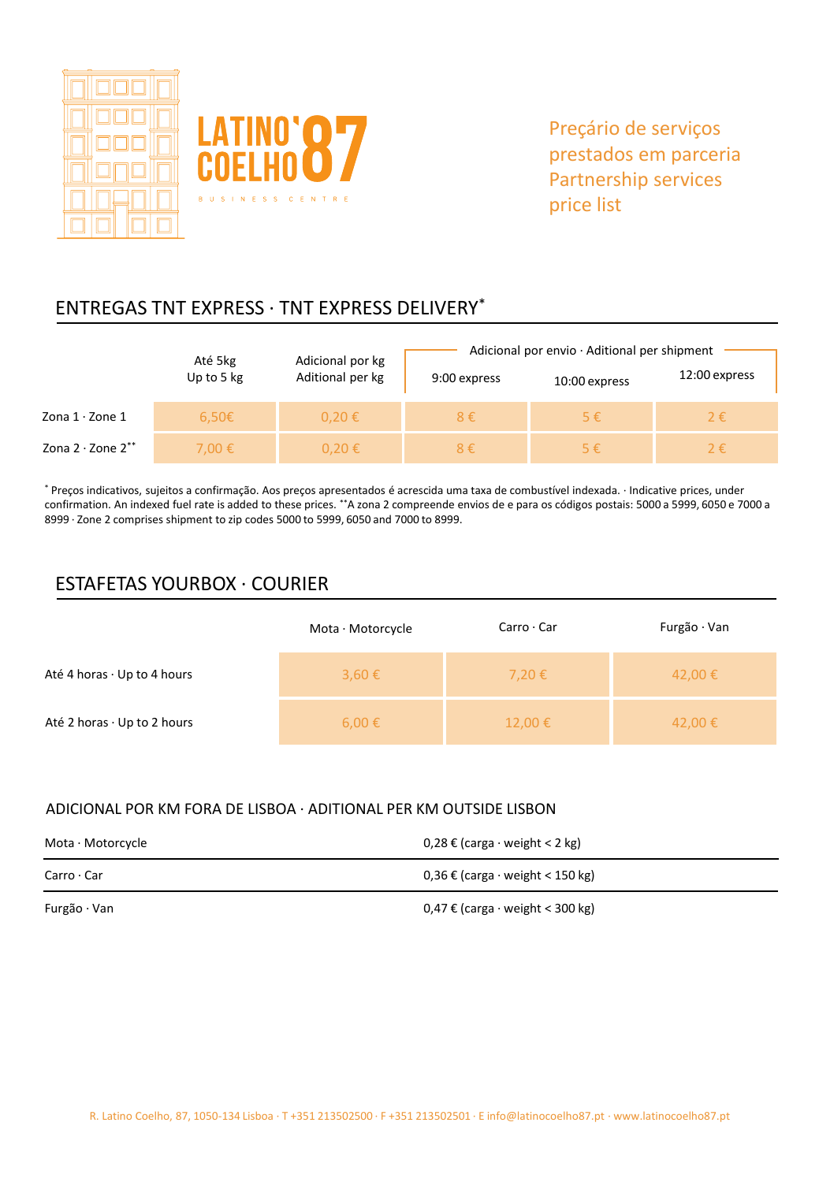LATINO COELHO 87 BUSINESS CENTRE

Preçário de serviços prestados em parceria
Partnership services price list

## ENTREGAS TNT EXPRESS · TNT EXPRESS DELIVERY*

| | Até 5kg Up to 5 kg | Adicional por kg Aditional per kg | Adicional por envio · Aditional per shipment | | |
|---|---|---|---|---|---|
| | | | 9:00 express | 10:00 express | 12:00 express |
| Zona 1 · Zone 1 | 6,50€ | 0,20 € | 8 € | 5 € | 2 € |
| Zona 2 · Zone 2** | 7,00 € | 0,20 € | 8 € | 5 € | 2 € |

* Preços indicativos, sujeitos a confirmação. Aos preços apresentados é acrescida uma taxa de combustível indexada. · Indicative prices, under confirmation. An indexed fuel rate is added to these prices. **A zona 2 compreende envios de e para os códigos postais: 5000 a 5999, 6050 e 7000 a 8999 · Zone 2 comprises shipment to zip codes 5000 to 5999, 6050 and 7000 to 8999.

## ESTAFETAS YOURBOX · COURIER

| | Mota · Motorcycle | Carro · Car | Furgão · Van |
|---|---|---|---|
| Até 4 horas · Up to 4 hours | 3,60 € | 7,20 € | 42,00 € |
| Até 2 horas · Up to 2 hours | 6,00 € | 12,00 € | 42,00 € |

### ADICIONAL POR KM FORA DE LISBOA · ADITIONAL PER KM OUTSIDE LISBON

| | |
|---|---|
| Mota · Motorcycle | 0,28 € (carga · weight < 2 kg) |
| Carro · Car | 0,36 € (carga · weight < 150 kg) |
| Furgão · Van | 0,47 € (carga · weight < 300 kg) |

R. Latino Coelho, 87, 1050-134 Lisboa · T +351 213502500 · F +351 213502501 · E info@latinocoelho87.pt · www.latinocoelho87.pt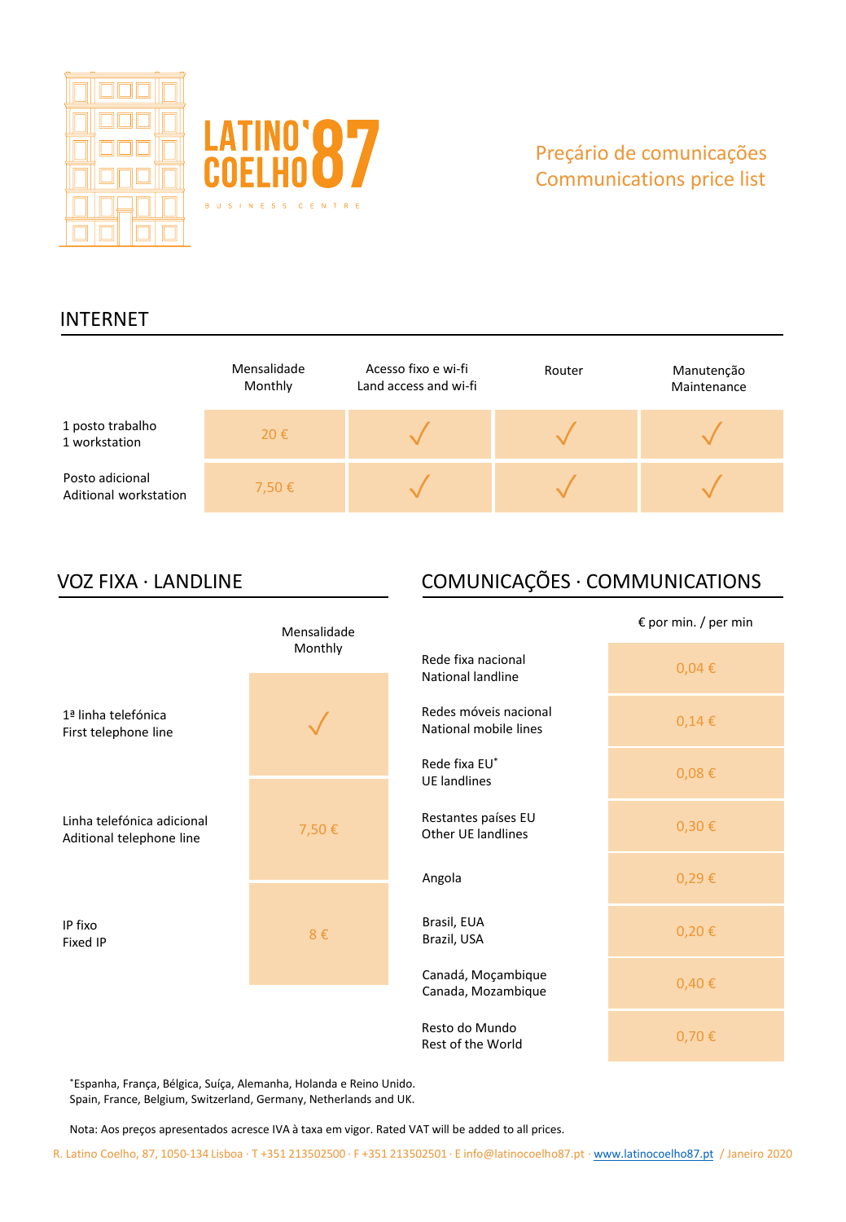LATINO COELHO 87

BUSINESS CENTRE

Preçário de comunicações
Communications price list

## INTERNET

| | Mensalidade Monthly | Acesso fixo e wi-fi Land access and wi-fi | Router | Manutenção Maintenance |
|---|---|---|---|---|
| 1 posto trabalho 1 workstation | 20 € | ✓ | ✓ | ✓ |
| Posto adicional Aditional workstation | 7,50 € | ✓ | ✓ | ✓ |

## VOZ FIXA · LANDLINE

| | Mensalidade Monthly |
|---|---|
| 1ª linha telefónica First telephone line | ✓ |
| Linha telefónica adicional Aditional telephone line | 7,50 € |
| IP fixo Fixed IP | 8 € |

## COMUNICAÇÕES · COMMUNICATIONS

| | € por min. / per min |
|---|---|
| Rede fixa nacional National landline | 0,04 € |
| Redes móveis nacional National mobile lines | 0,14 € |
| Rede fixa EU* UE landlines | 0,08 € |
| Restantes países EU Other UE landlines | 0,30 € |
| Angola | 0,29 € |
| Brasil, EUA Brazil, USA | 0,20 € |
| Canadá, Moçambique Canada, Mozambique | 0,40 € |
| Resto do Mundo Rest of the World | 0,70 € |

*Espanha, França, Bélgica, Suíça, Alemanha, Holanda e Reino Unido.
Spain, France, Belgium, Switzerland, Germany, Netherlands and UK.

Nota: Aos preços apresentados acresce IVA à taxa em vigor. Rated VAT will be added to all prices.

R. Latino Coelho, 87, 1050-134 Lisboa · T +351 213502500 · F +351 213502501 · E info@latinocoelho87.pt · www.latinocoelho87.pt / Janeiro 2020